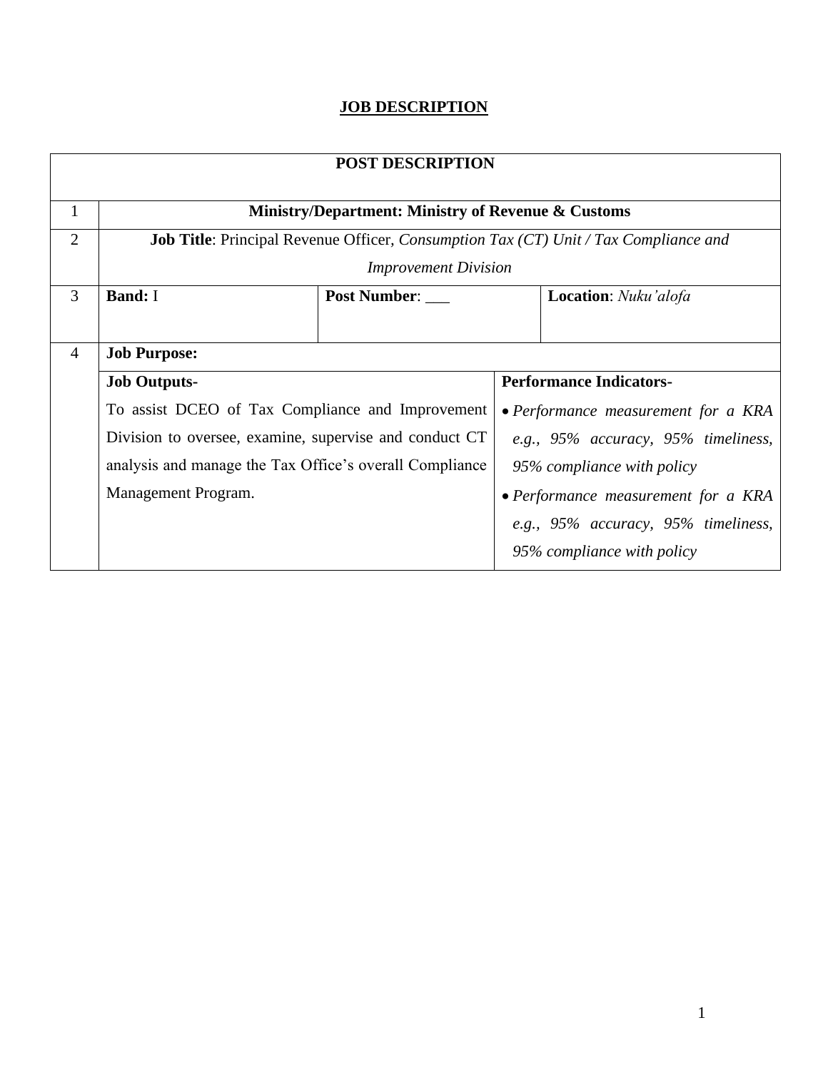**JOB DESCRIPTION**

| POST DESCRIPTION | | | |
|---|---|---|---|
| 1 | **Ministry/Department: Ministry of Revenue & Customs** | | |
| 2 | **Job Title**: Principal Revenue Officer, *Consumption Tax (CT) Unit / Tax Compliance and Improvement Division* | | |
| 3 | **Band:** I | **Post Number**: ___ | **Location**: *Nuku'alofa* |
| 4 | **Job Purpose:** | | |
| | **Job Outputs-**<br>To assist DCEO of Tax Compliance and Improvement Division to oversee, examine, supervise and conduct CT analysis and manage the Tax Office's overall Compliance Management Program. | **Performance Indicators-**<br>• *Performance measurement for a KRA e.g., 95% accuracy, 95% timeliness, 95% compliance with policy*<br>• *Performance measurement for a KRA e.g., 95% accuracy, 95% timeliness, 95% compliance with policy* | |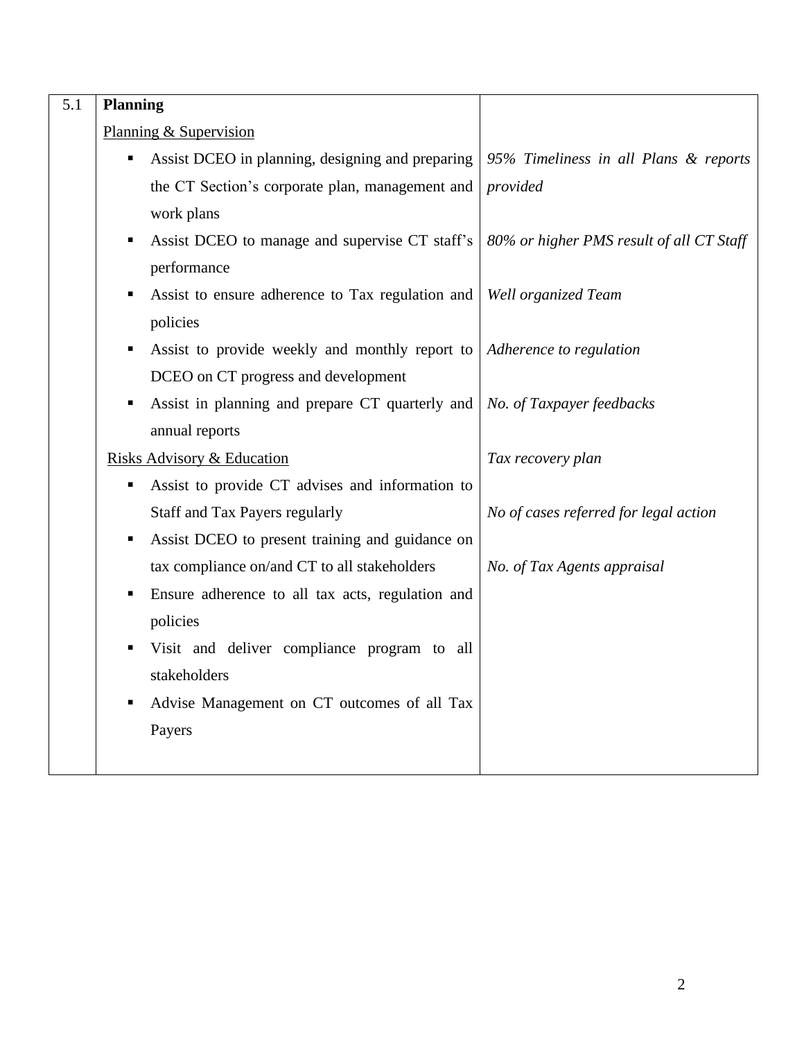| 5.1 | **Planning** | |
|---|---|---|
| | Planning & Supervision | |
| | ▪ Assist DCEO in planning, designing and preparing the CT Section's corporate plan, management and work plans | *95% Timeliness in all Plans & reports provided* |
| | ▪ Assist DCEO to manage and supervise CT staff's performance | *80% or higher PMS result of all CT Staff* |
| | ▪ Assist to ensure adherence to Tax regulation and policies | *Well organized Team* |
| | ▪ Assist to provide weekly and monthly report to DCEO on CT progress and development | *Adherence to regulation* |
| | ▪ Assist in planning and prepare CT quarterly and annual reports | *No. of Taxpayer feedbacks* |
| | Risks Advisory & Education | *Tax recovery plan* |
| | ▪ Assist to provide CT advises and information to Staff and Tax Payers regularly | *No of cases referred for legal action* |
| | ▪ Assist DCEO to present training and guidance on tax compliance on/and CT to all stakeholders | *No. of Tax Agents appraisal* |
| | ▪ Ensure adherence to all tax acts, regulation and policies | |
| | ▪ Visit and deliver compliance program to all stakeholders | |
| | ▪ Advise Management on CT outcomes of all Tax Payers | |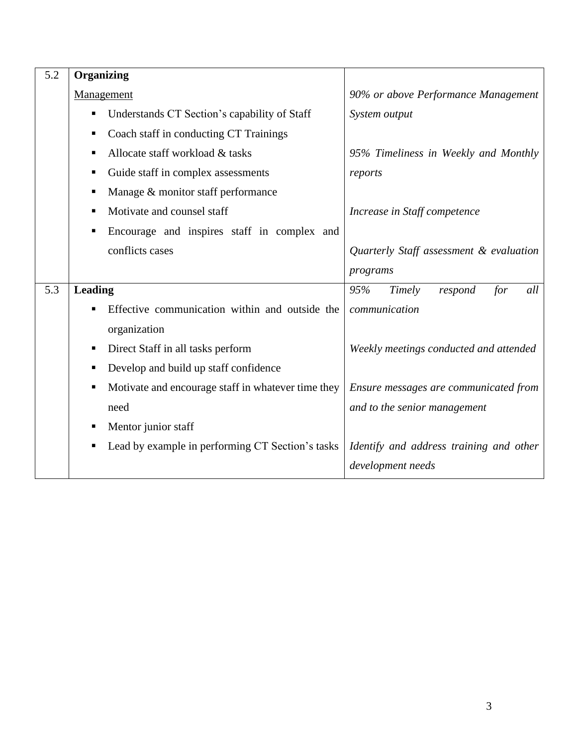| | | |
|---|---|---|
| 5.2 | **Organizing**<br>Management<br>▪ Understands CT Section's capability of Staff<br>▪ Coach staff in conducting CT Trainings<br>▪ Allocate staff workload & tasks<br>▪ Guide staff in complex assessments<br>▪ Manage & monitor staff performance<br>▪ Motivate and counsel staff<br>▪ Encourage and inspires staff in complex and conflicts cases | *90% or above Performance Management System output*<br><br>*95% Timeliness in Weekly and Monthly reports*<br><br>*Increase in Staff competence*<br><br>*Quarterly Staff assessment & evaluation programs* |
| 5.3 | **Leading**<br>▪ Effective communication within and outside the organization<br>▪ Direct Staff in all tasks perform<br>▪ Develop and build up staff confidence<br>▪ Motivate and encourage staff in whatever time they need<br>▪ Mentor junior staff<br>▪ Lead by example in performing CT Section's tasks | *95% Timely respond for all communication*<br><br>*Weekly meetings conducted and attended*<br><br>*Ensure messages are communicated from and to the senior management*<br><br>*Identify and address training and other development needs* |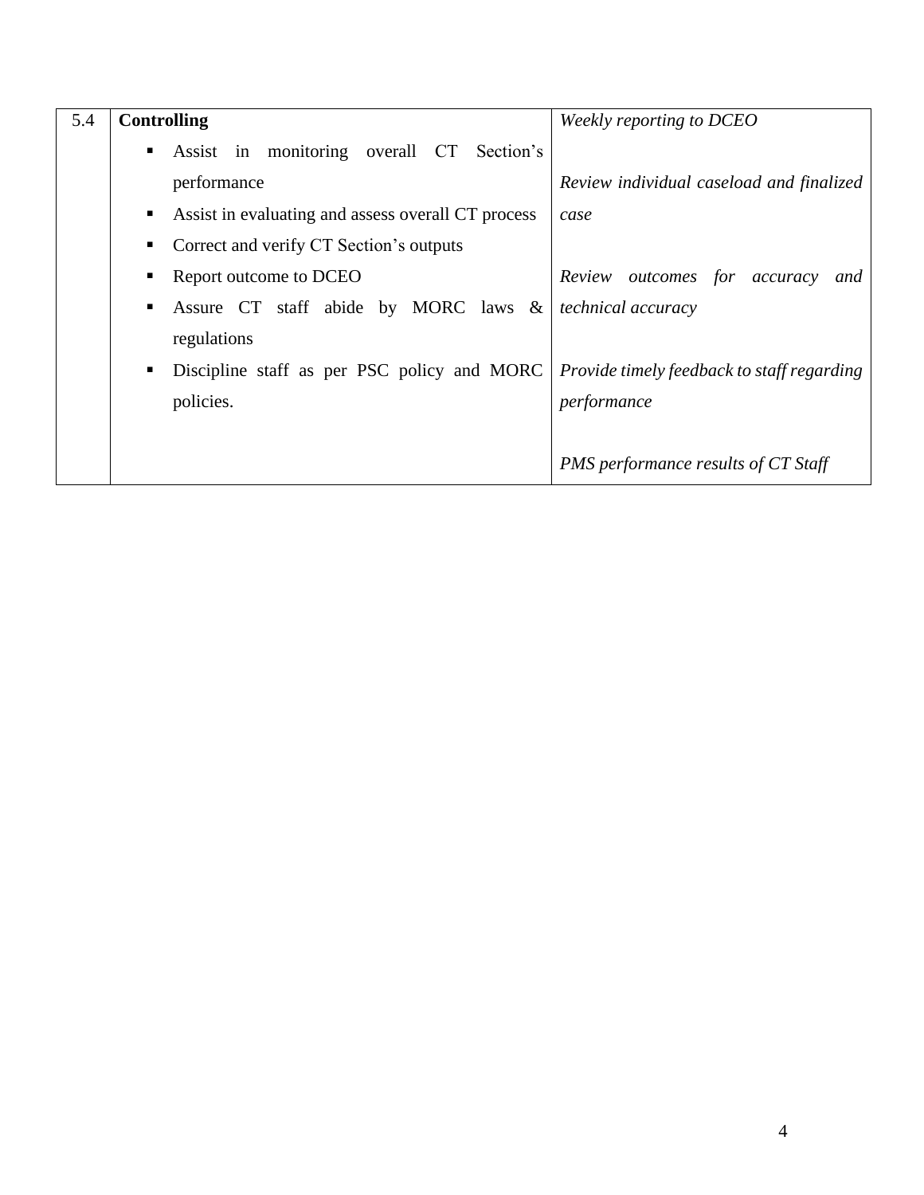| 5.4 | **Controlling**<br>▪ Assist in monitoring overall CT Section's performance<br>▪ Assist in evaluating and assess overall CT process<br>▪ Correct and verify CT Section's outputs<br>▪ Report outcome to DCEO<br>▪ Assure CT staff abide by MORC laws & regulations<br>▪ Discipline staff as per PSC policy and MORC policies. | *Weekly reporting to DCEO*<br><br>*Review individual caseload and finalized case*<br><br>*Review outcomes for accuracy and technical accuracy*<br><br>*Provide timely feedback to staff regarding performance*<br><br>*PMS performance results of CT Staff* |
|---|---|---|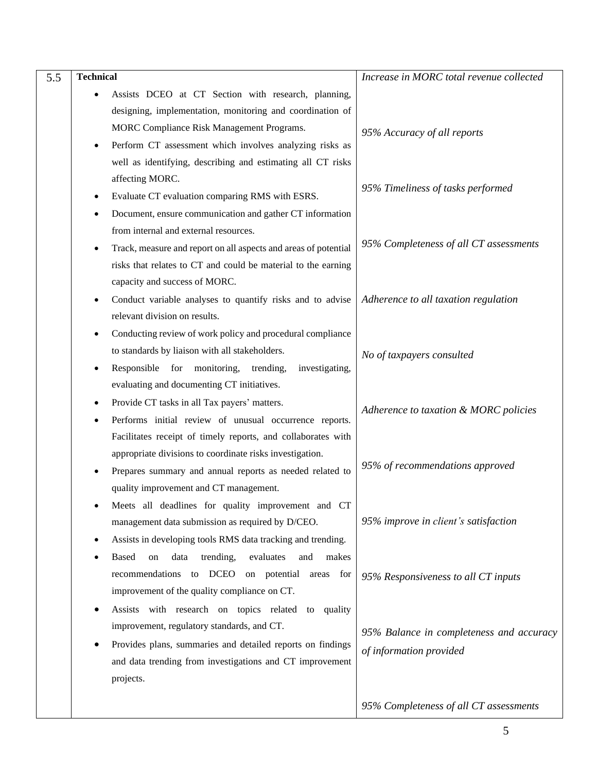| 5.5 | **Technical**<br>• Assists DCEO at CT Section with research, planning, designing, implementation, monitoring and coordination of MORC Compliance Risk Management Programs.<br>• Perform CT assessment which involves analyzing risks as well as identifying, describing and estimating all CT risks affecting MORC.<br>• Evaluate CT evaluation comparing RMS with ESRS.<br>• Document, ensure communication and gather CT information from internal and external resources.<br>• Track, measure and report on all aspects and areas of potential risks that relates to CT and could be material to the earning capacity and success of MORC.<br>• Conduct variable analyses to quantify risks and to advise relevant division on results.<br>• Conducting review of work policy and procedural compliance to standards by liaison with all stakeholders.<br>• Responsible for monitoring, trending, investigating, evaluating and documenting CT initiatives.<br>• Provide CT tasks in all Tax payers' matters.<br>• Performs initial review of unusual occurrence reports. Facilitates receipt of timely reports, and collaborates with appropriate divisions to coordinate risks investigation.<br>• Prepares summary and annual reports as needed related to quality improvement and CT management.<br>• Meets all deadlines for quality improvement and CT management data submission as required by D/CEO.<br>• Assists in developing tools RMS data tracking and trending.<br>• Based on data trending, evaluates and makes recommendations to DCEO on potential areas for improvement of the quality compliance on CT.<br>• Assists with research on topics related to quality improvement, regulatory standards, and CT.<br>• Provides plans, summaries and detailed reports on findings and data trending from investigations and CT improvement projects. | *Increase in MORC total revenue collected*<br><br>*95% Accuracy of all reports*<br><br>*95% Timeliness of tasks performed*<br><br>*95% Completeness of all CT assessments*<br><br>*Adherence to all taxation regulation*<br><br>*No of taxpayers consulted*<br><br>*Adherence to taxation & MORC policies*<br><br>*95% of recommendations approved*<br><br>*95% improve in client's satisfaction*<br><br>*95% Responsiveness to all CT inputs*<br><br>*95% Balance in completeness and accuracy of information provided*<br><br>*95% Completeness of all CT assessments* |
|---|---|---|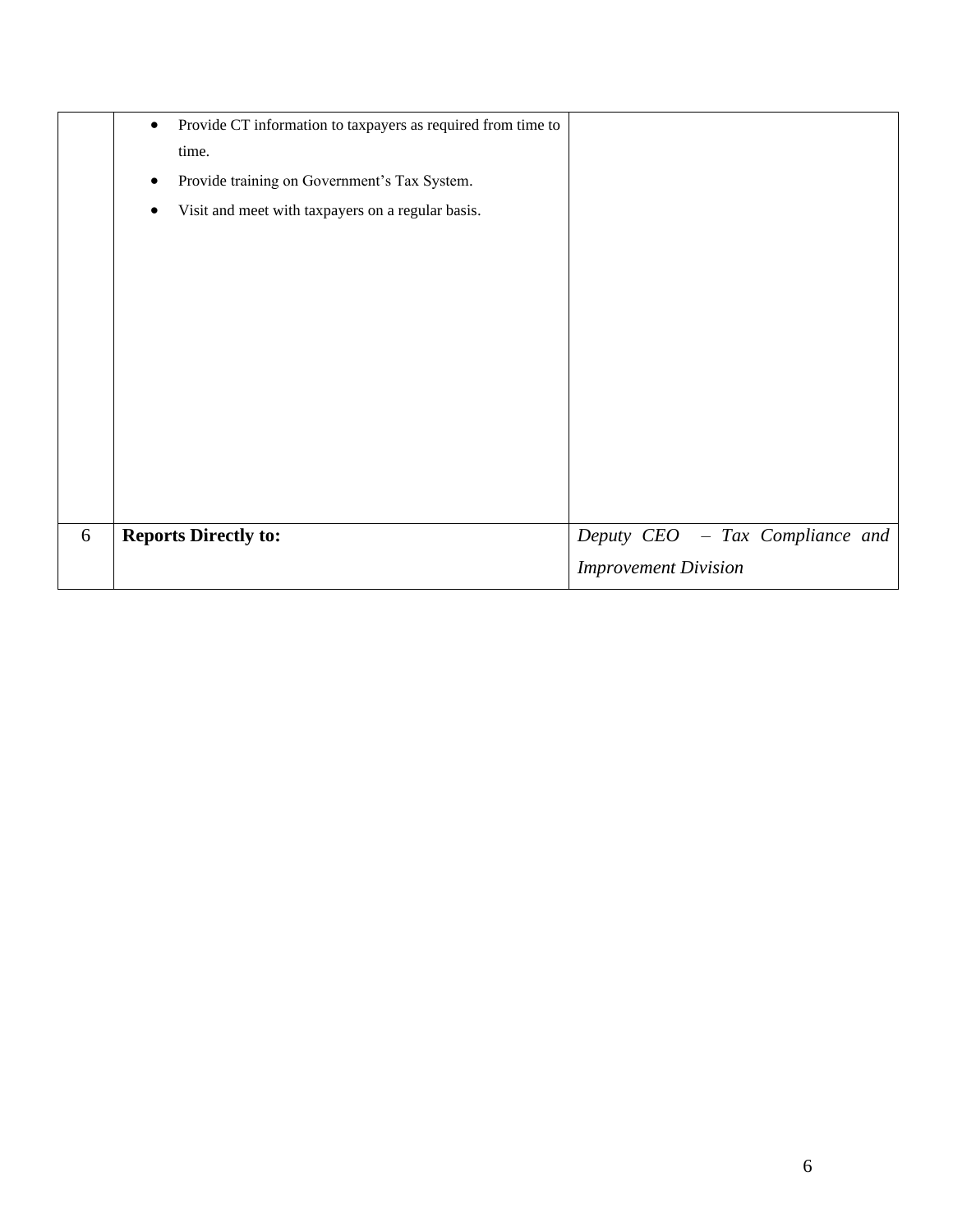| | | |
|---|---|---|
| | • Provide CT information to taxpayers as required from time to time.<br>• Provide training on Government's Tax System.<br>• Visit and meet with taxpayers on a regular basis. | |
| 6 | **Reports Directly to:** | *Deputy CEO – Tax Compliance and Improvement Division* |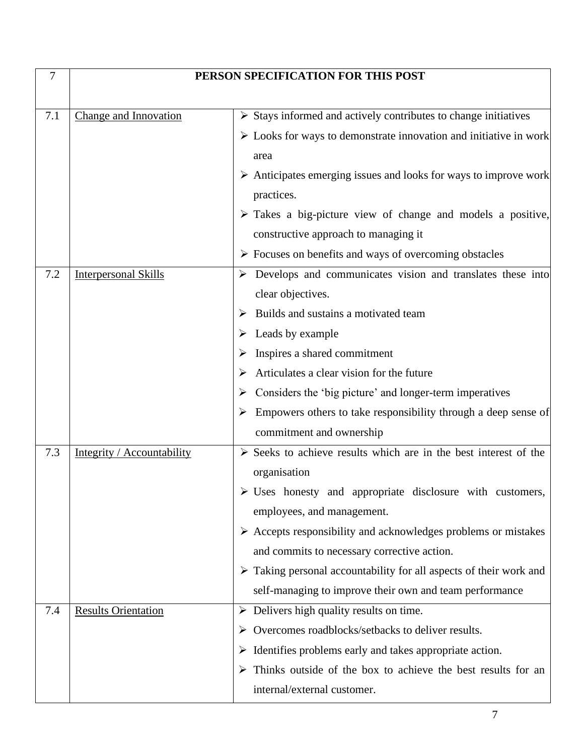| 7 | PERSON SPECIFICATION FOR THIS POST | |
|---|---|---|
| 7.1 | Change and Innovation | ➢ Stays informed and actively contributes to change initiatives<br>➢ Looks for ways to demonstrate innovation and initiative in work area<br>➢ Anticipates emerging issues and looks for ways to improve work practices.<br>➢ Takes a big-picture view of change and models a positive, constructive approach to managing it<br>➢ Focuses on benefits and ways of overcoming obstacles |
| 7.2 | Interpersonal Skills | ➢ Develops and communicates vision and translates these into clear objectives.<br>➢ Builds and sustains a motivated team<br>➢ Leads by example<br>➢ Inspires a shared commitment<br>➢ Articulates a clear vision for the future<br>➢ Considers the 'big picture' and longer-term imperatives<br>➢ Empowers others to take responsibility through a deep sense of commitment and ownership |
| 7.3 | Integrity / Accountability | ➢ Seeks to achieve results which are in the best interest of the organisation<br>➢ Uses honesty and appropriate disclosure with customers, employees, and management.<br>➢ Accepts responsibility and acknowledges problems or mistakes and commits to necessary corrective action.<br>➢ Taking personal accountability for all aspects of their work and self-managing to improve their own and team performance |
| 7.4 | Results Orientation | ➢ Delivers high quality results on time.<br>➢ Overcomes roadblocks/setbacks to deliver results.<br>➢ Identifies problems early and takes appropriate action.<br>➢ Thinks outside of the box to achieve the best results for an internal/external customer. |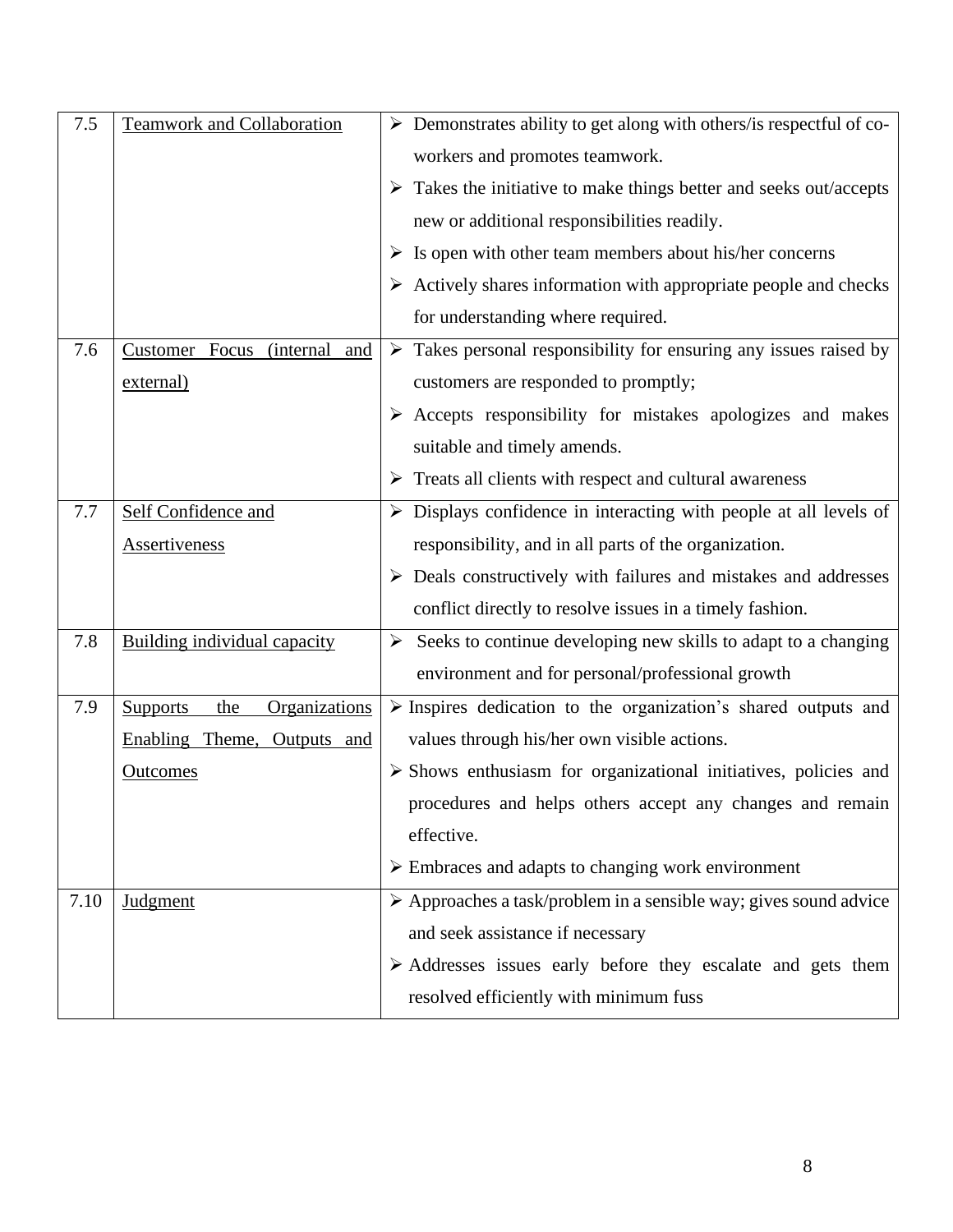| | | |
|---|---|---|
| 7.5 | Teamwork and Collaboration | ➢ Demonstrates ability to get along with others/is respectful of co-workers and promotes teamwork.<br>➢ Takes the initiative to make things better and seeks out/accepts new or additional responsibilities readily.<br>➢ Is open with other team members about his/her concerns<br>➢ Actively shares information with appropriate people and checks for understanding where required. |
| 7.6 | Customer Focus (internal and external) | ➢ Takes personal responsibility for ensuring any issues raised by customers are responded to promptly;<br>➢ Accepts responsibility for mistakes apologizes and makes suitable and timely amends.<br>➢ Treats all clients with respect and cultural awareness |
| 7.7 | Self Confidence and Assertiveness | ➢ Displays confidence in interacting with people at all levels of responsibility, and in all parts of the organization.<br>➢ Deals constructively with failures and mistakes and addresses conflict directly to resolve issues in a timely fashion. |
| 7.8 | Building individual capacity | ➢ Seeks to continue developing new skills to adapt to a changing environment and for personal/professional growth |
| 7.9 | Supports the Organizations Enabling Theme, Outputs and Outcomes | ➢ Inspires dedication to the organization's shared outputs and values through his/her own visible actions.<br>➢ Shows enthusiasm for organizational initiatives, policies and procedures and helps others accept any changes and remain effective.<br>➢ Embraces and adapts to changing work environment |
| 7.10 | Judgment | ➢ Approaches a task/problem in a sensible way; gives sound advice and seek assistance if necessary<br>➢ Addresses issues early before they escalate and gets them resolved efficiently with minimum fuss |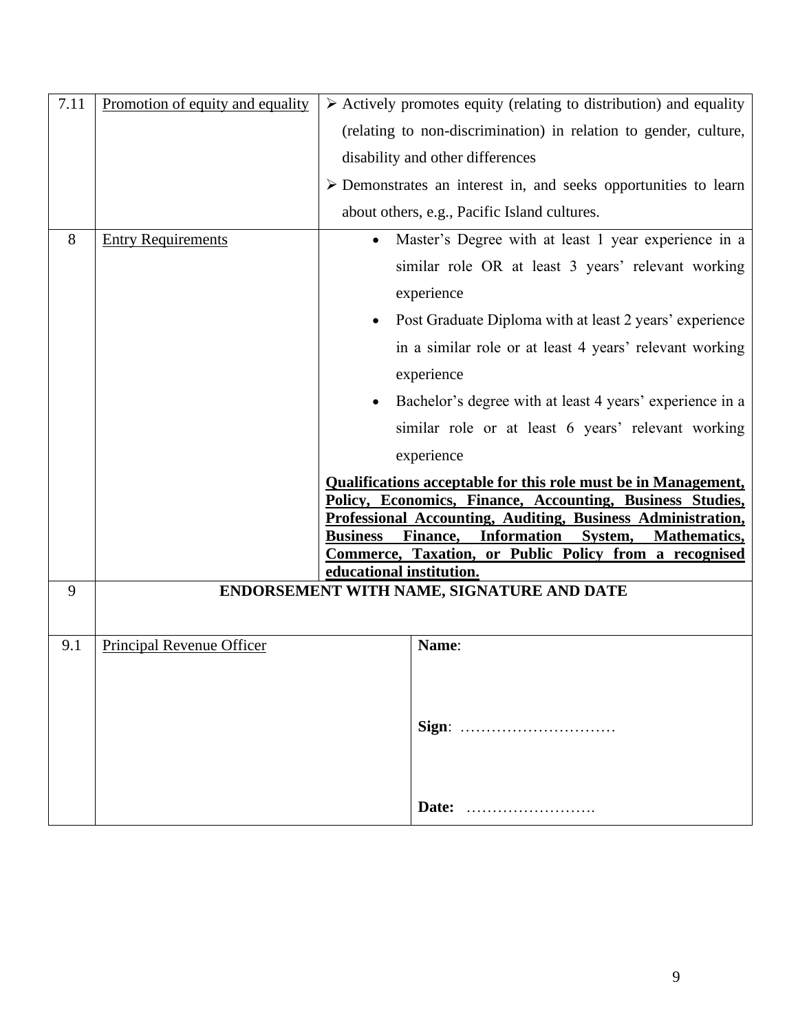| 7.11 | Promotion of equity and equality | ➢ Actively promotes equity (relating to distribution) and equality (relating to non-discrimination) in relation to gender, culture, disability and other differences<br>➢ Demonstrates an interest in, and seeks opportunities to learn about others, e.g., Pacific Island cultures. |
|---|---|---|
| 8 | Entry Requirements | • Master's Degree with at least 1 year experience in a similar role OR at least 3 years' relevant working experience<br>• Post Graduate Diploma with at least 2 years' experience in a similar role or at least 4 years' relevant working experience<br>• Bachelor's degree with at least 4 years' experience in a similar role or at least 6 years' relevant working experience<br>**Qualifications acceptable for this role must be in Management, Policy, Economics, Finance, Accounting, Business Studies, Professional Accounting, Auditing, Business Administration, Business Finance, Information System, Mathematics, Commerce, Taxation, or Public Policy from a recognised educational institution.** |
| 9 | **ENDORSEMENT WITH NAME, SIGNATURE AND DATE** | |
| 9.1 | Principal Revenue Officer | **Name**:<br><br>**Sign**: …………………………<br><br>**Date:** ……………………. |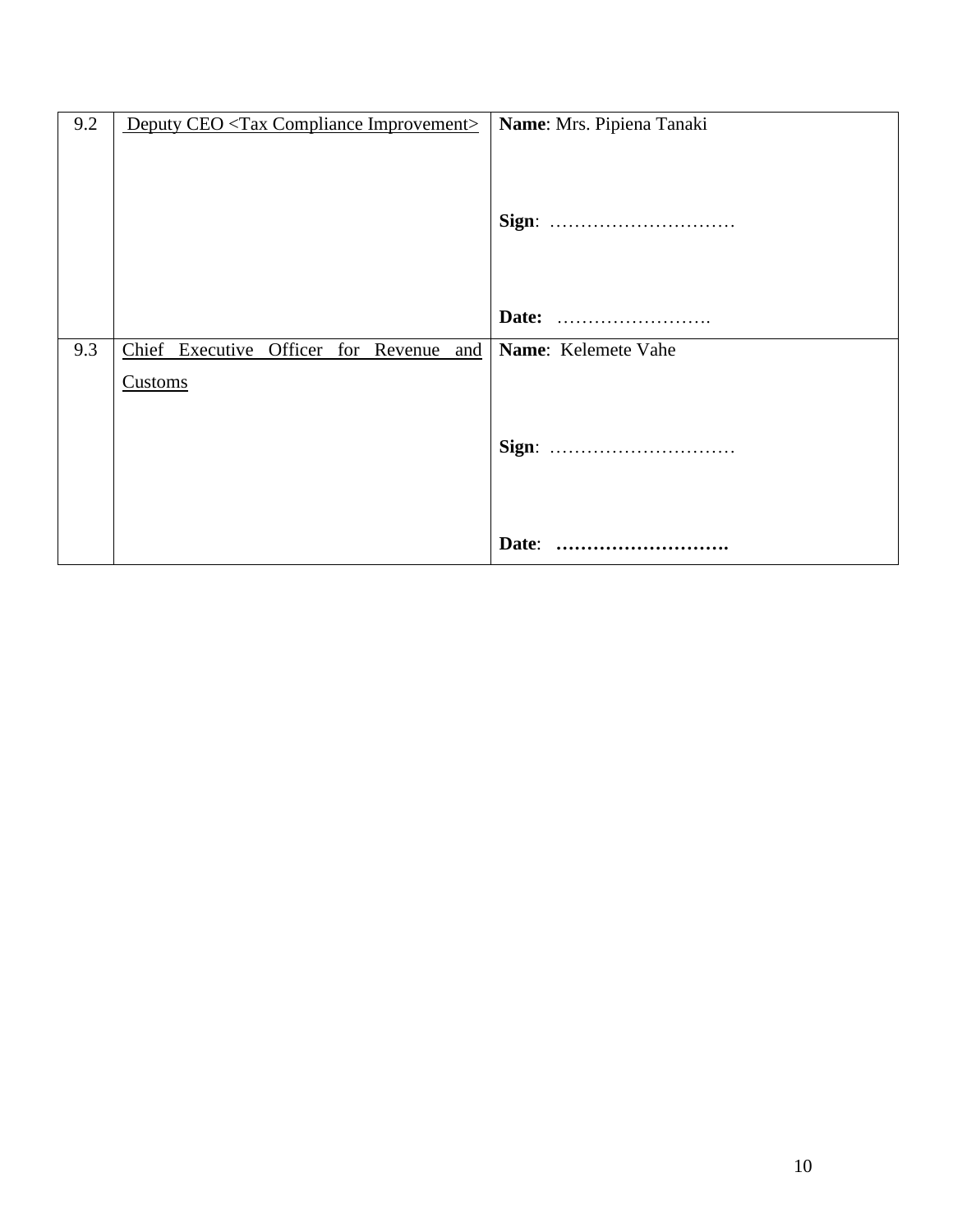| | | |
|---|---|---|
| 9.2 | <u>Deputy CEO <Tax Compliance Improvement></u> | **Name**: Mrs. Pipiena Tanaki<br><br>**Sign**: …………………………<br><br>**Date:** ……………………. |
| 9.3 | <u>Chief Executive Officer for Revenue and Customs</u> | **Name**: Kelemete Vahe<br><br>**Sign**: …………………………<br><br>**Date**: **……………………….** |